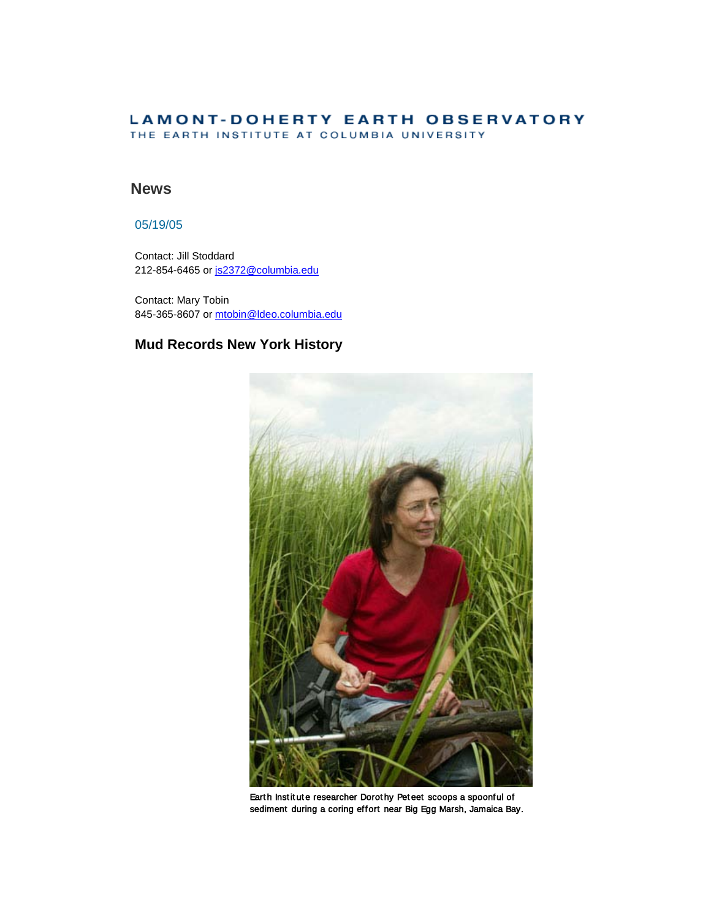LAMONT-DOHERTY EARTH OBSERVATORY
THE EARTH INSTITUTE AT COLUMBIA UNIVERSITY

## News

05/19/05

Contact: Jill Stoddard
212-854-6465 or js2372@columbia.edu

Contact: Mary Tobin
845-365-8607 or mtobin@ldeo.columbia.edu

### Mud Records New York History

Earth Institute researcher Dorothy Peteet scoops a spoonful of sediment during a coring effort near Big Egg Marsh, Jamaica Bay.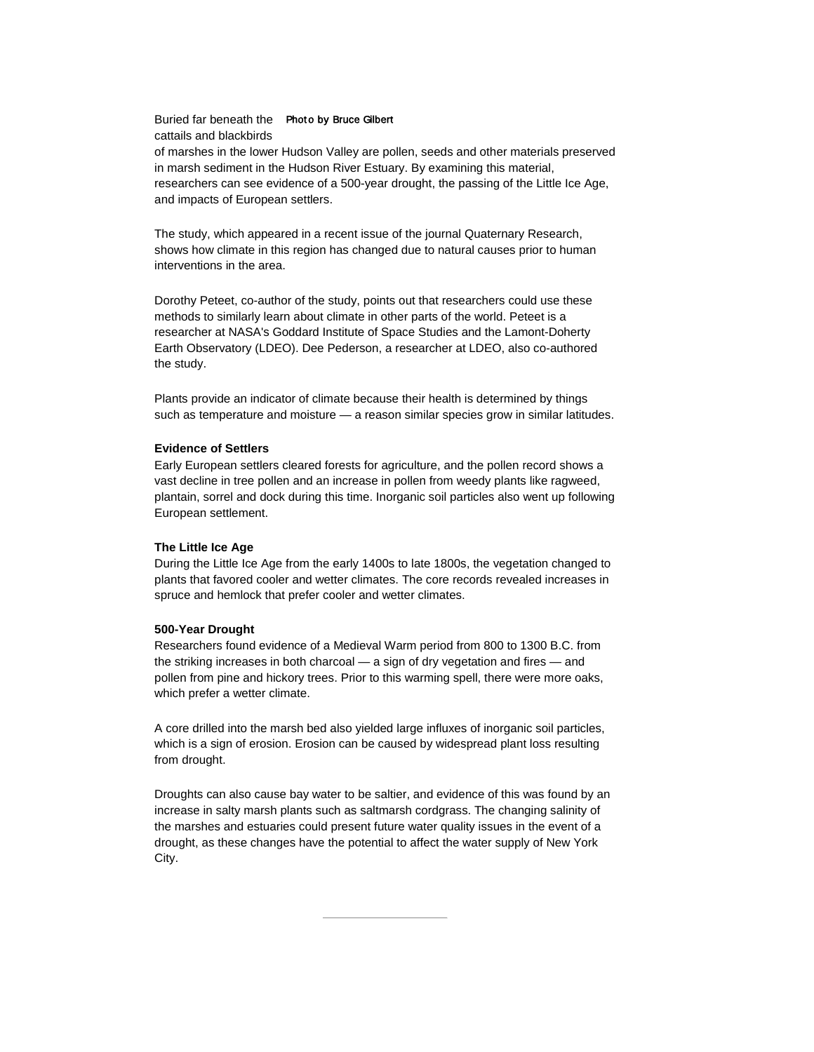Buried far beneath the cattails and blackbirds of marshes in the lower Hudson Valley are pollen, seeds and other materials preserved in marsh sediment in the Hudson River Estuary. By examining this material, researchers can see evidence of a 500-year drought, the passing of the Little Ice Age, and impacts of European settlers.

Photo by Bruce Gilbert

The study, which appeared in a recent issue of the journal Quaternary Research, shows how climate in this region has changed due to natural causes prior to human interventions in the area.

Dorothy Peteet, co-author of the study, points out that researchers could use these methods to similarly learn about climate in other parts of the world. Peteet is a researcher at NASA's Goddard Institute of Space Studies and the Lamont-Doherty Earth Observatory (LDEO). Dee Pederson, a researcher at LDEO, also co-authored the study.

Plants provide an indicator of climate because their health is determined by things such as temperature and moisture — a reason similar species grow in similar latitudes.

**Evidence of Settlers**

Early European settlers cleared forests for agriculture, and the pollen record shows a vast decline in tree pollen and an increase in pollen from weedy plants like ragweed, plantain, sorrel and dock during this time. Inorganic soil particles also went up following European settlement.

**The Little Ice Age**

During the Little Ice Age from the early 1400s to late 1800s, the vegetation changed to plants that favored cooler and wetter climates. The core records revealed increases in spruce and hemlock that prefer cooler and wetter climates.

**500-Year Drought**

Researchers found evidence of a Medieval Warm period from 800 to 1300 B.C. from the striking increases in both charcoal — a sign of dry vegetation and fires — and pollen from pine and hickory trees. Prior to this warming spell, there were more oaks, which prefer a wetter climate.

A core drilled into the marsh bed also yielded large influxes of inorganic soil particles, which is a sign of erosion. Erosion can be caused by widespread plant loss resulting from drought.

Droughts can also cause bay water to be saltier, and evidence of this was found by an increase in salty marsh plants such as saltmarsh cordgrass. The changing salinity of the marshes and estuaries could present future water quality issues in the event of a drought, as these changes have the potential to affect the water supply of New York City.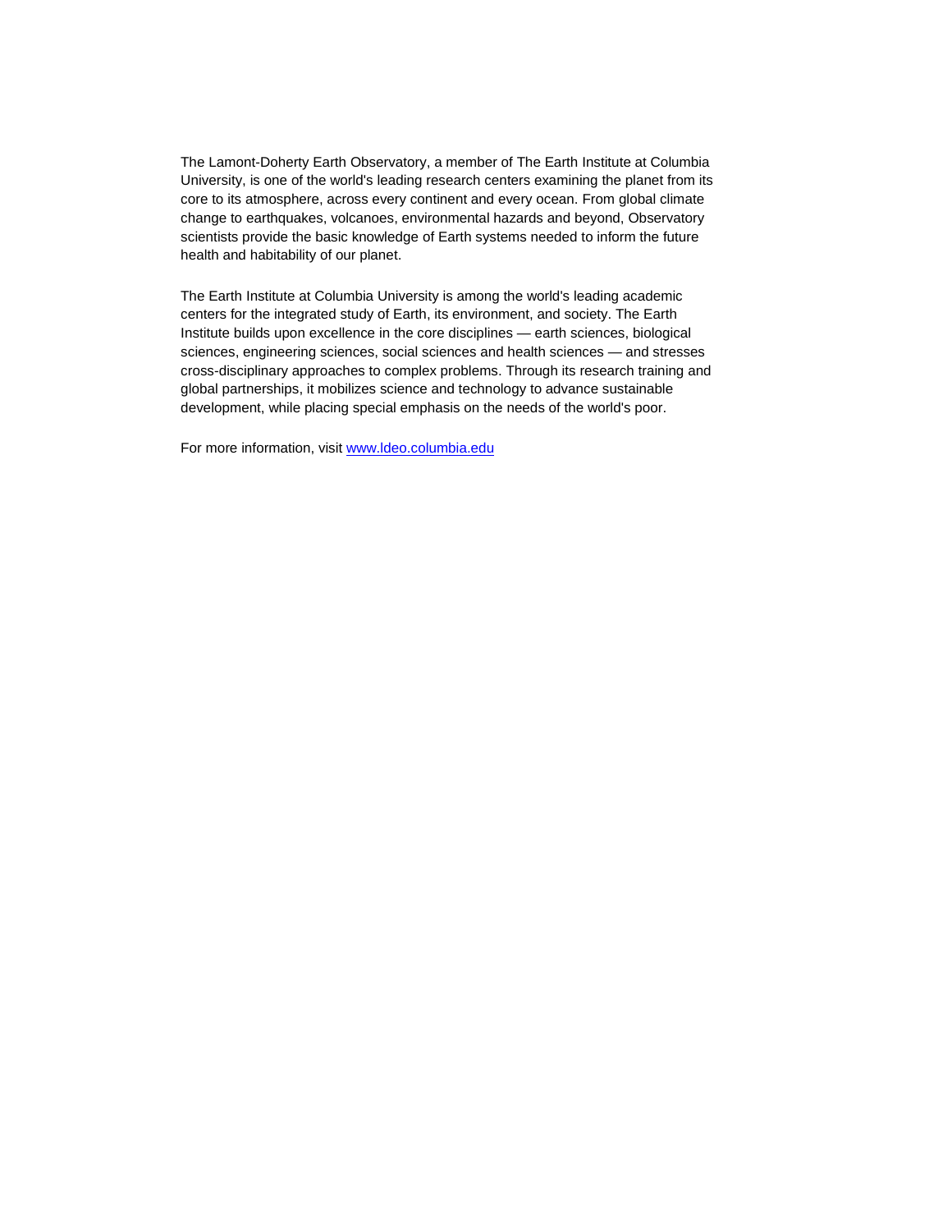The Lamont-Doherty Earth Observatory, a member of The Earth Institute at Columbia University, is one of the world's leading research centers examining the planet from its core to its atmosphere, across every continent and every ocean. From global climate change to earthquakes, volcanoes, environmental hazards and beyond, Observatory scientists provide the basic knowledge of Earth systems needed to inform the future health and habitability of our planet.

The Earth Institute at Columbia University is among the world's leading academic centers for the integrated study of Earth, its environment, and society. The Earth Institute builds upon excellence in the core disciplines — earth sciences, biological sciences, engineering sciences, social sciences and health sciences — and stresses cross-disciplinary approaches to complex problems. Through its research training and global partnerships, it mobilizes science and technology to advance sustainable development, while placing special emphasis on the needs of the world's poor.

For more information, visit [www.ldeo.columbia.edu](http://www.ldeo.columbia.edu)